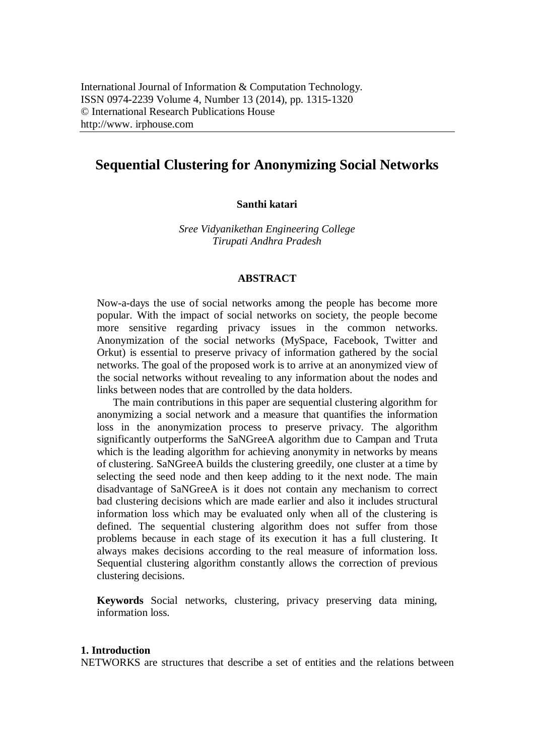International Journal of Information & Computation Technology.
ISSN 0974-2239 Volume 4, Number 13 (2014), pp. 1315-1320
© International Research Publications House
http://www. irphouse.com

# Sequential Clustering for Anonymizing Social Networks

**Santhi katari**

*Sree Vidyanikethan Engineering College*
*Tirupati Andhra Pradesh*

## ABSTRACT

Now-a-days the use of social networks among the people has become more popular. With the impact of social networks on society, the people become more sensitive regarding privacy issues in the common networks. Anonymization of the social networks (MySpace, Facebook, Twitter and Orkut) is essential to preserve privacy of information gathered by the social networks. The goal of the proposed work is to arrive at an anonymized view of the social networks without revealing to any information about the nodes and links between nodes that are controlled by the data holders.

The main contributions in this paper are sequential clustering algorithm for anonymizing a social network and a measure that quantifies the information loss in the anonymization process to preserve privacy. The algorithm significantly outperforms the SaNGreeA algorithm due to Campan and Truta which is the leading algorithm for achieving anonymity in networks by means of clustering. SaNGreeA builds the clustering greedily, one cluster at a time by selecting the seed node and then keep adding to it the next node. The main disadvantage of SaNGreeA is it does not contain any mechanism to correct bad clustering decisions which are made earlier and also it includes structural information loss which may be evaluated only when all of the clustering is defined. The sequential clustering algorithm does not suffer from those problems because in each stage of its execution it has a full clustering. It always makes decisions according to the real measure of information loss. Sequential clustering algorithm constantly allows the correction of previous clustering decisions.

**Keywords** Social networks, clustering, privacy preserving data mining, information loss.

## 1. Introduction

NETWORKS are structures that describe a set of entities and the relations between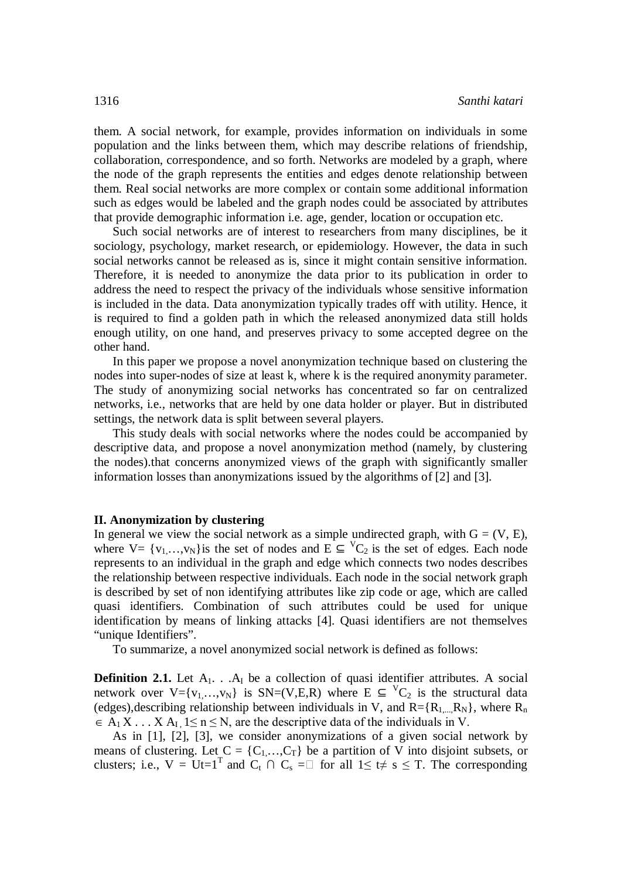them. A social network, for example, provides information on individuals in some population and the links between them, which may describe relations of friendship, collaboration, correspondence, and so forth. Networks are modeled by a graph, where the node of the graph represents the entities and edges denote relationship between them. Real social networks are more complex or contain some additional information such as edges would be labeled and the graph nodes could be associated by attributes that provide demographic information i.e. age, gender, location or occupation etc.

Such social networks are of interest to researchers from many disciplines, be it sociology, psychology, market research, or epidemiology. However, the data in such social networks cannot be released as is, since it might contain sensitive information. Therefore, it is needed to anonymize the data prior to its publication in order to address the need to respect the privacy of the individuals whose sensitive information is included in the data. Data anonymization typically trades off with utility. Hence, it is required to find a golden path in which the released anonymized data still holds enough utility, on one hand, and preserves privacy to some accepted degree on the other hand.

In this paper we propose a novel anonymization technique based on clustering the nodes into super-nodes of size at least k, where k is the required anonymity parameter. The study of anonymizing social networks has concentrated so far on centralized networks, i.e., networks that are held by one data holder or player. But in distributed settings, the network data is split between several players.

This study deals with social networks where the nodes could be accompanied by descriptive data, and propose a novel anonymization method (namely, by clustering the nodes).that concerns anonymized views of the graph with significantly smaller information losses than anonymizations issued by the algorithms of [2] and [3].

## II. Anonymization by clustering

In general we view the social network as a simple undirected graph, with $G = (V, E)$, where $V= \{v_1,\ldots,v_N\}$is the set of nodes and $E \subseteq {}^{V}C_2$ is the set of edges. Each node represents to an individual in the graph and edge which connects two nodes describes the relationship between respective individuals. Each node in the social network graph is described by set of non identifying attributes like zip code or age, which are called quasi identifiers. Combination of such attributes could be used for unique identification by means of linking attacks [4]. Quasi identifiers are not themselves "unique Identifiers".

To summarize, a novel anonymized social network is defined as follows:

**Definition 2.1.** Let $A_1 \ldots A_I$ be a collection of quasi identifier attributes. A social network over $V=\{v_1,\ldots,v_N\}$ is $SN=(V,E,R)$ where $E \subseteq {}^{V}C_2$ is the structural data (edges),describing relationship between individuals in V, and $R=\{R_1,\ldots,R_N\}$, where $R_n \in A_1 \times \ldots \times A_I$, $1\leq n \leq N$, are the descriptive data of the individuals in V.

As in [1], [2], [3], we consider anonymizations of a given social network by means of clustering. Let $C = \{C_1,\ldots,C_T\}$ be a partition of V into disjoint subsets, or clusters; i.e., $V = \cup_{t=1}^{T}$ and $C_t \cap C_s = \emptyset$ for all $1\leq t\neq s \leq T$. The corresponding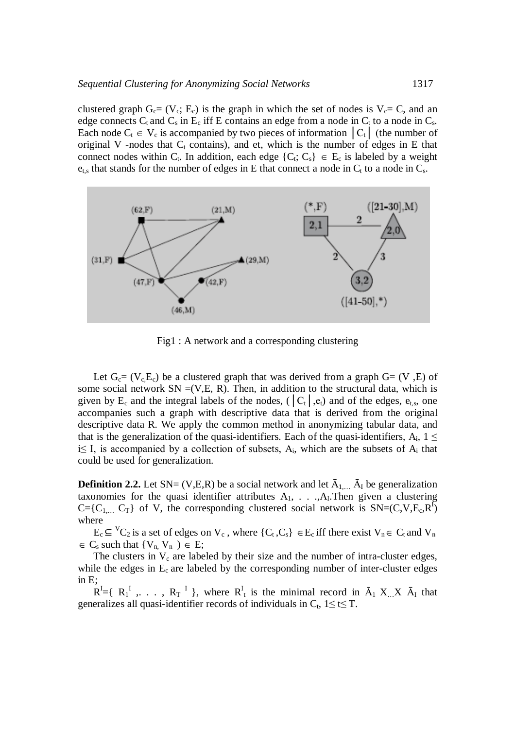clustered graph $G_c = (V_c; E_c)$ is the graph in which the set of nodes is $V_c = C$, and an edge connects $C_t$ and $C_s$ in $E_c$ iff E contains an edge from a node in $C_t$ to a node in $C_s$. Each node $C_t \in V_c$ is accompanied by two pieces of information $|C_t|$ (the number of original V -nodes that $C_t$ contains), and et, which is the number of edges in E that connect nodes within $C_t$. In addition, each edge $\{C_t; C_s\} \in E_c$ is labeled by a weight $e_{t,s}$ that stands for the number of edges in E that connect a node in $C_t$ to a node in $C_s$.

Fig1 : A network and a corresponding clustering

Let $G_c = (V_c, E_c)$ be a clustered graph that was derived from a graph G= (V ,E) of some social network SN =(V,E, R). Then, in addition to the structural data, which is given by $E_c$ and the integral labels of the nodes, $(|C_t|, e_t)$ and of the edges, $e_{t,s}$, one accompanies such a graph with descriptive data that is derived from the original descriptive data R. We apply the common method in anonymizing tabular data, and that is the generalization of the quasi-identifiers. Each of the quasi-identifiers, $A_i$, $1 \leq i \leq I$, is accompanied by a collection of subsets, $A_i$, which are the subsets of $A_i$ that could be used for generalization.

**Definition 2.2.** Let SN= (V,E,R) be a social network and let $\bar{A}_{1,\ldots}\ \bar{A}_I$ be generalization taxonomies for the quasi identifier attributes $A_1, \ldots, A_I$. Then given a clustering $C=\{C_{1,\ldots}\ C_T\}$ of V, the corresponding clustered social network is $SN=(C,V,E_c,R^I)$ where

$E_c \subseteq {}^{V}C_2$ is a set of edges on $V_c$ , where $\{C_t ,C_s\} \in E_c$ iff there exist $V_n \in C_t$ and $V_n \in C_s$ such that $\{V_n, V_n\} \in E$;

The clusters in $V_c$ are labeled by their size and the number of intra-cluster edges, while the edges in $E_c$ are labeled by the corresponding number of inter-cluster edges in E;

$R^I=\{R_1^I, \ldots, R_T^I\}$, where $R^I_t$ is the minimal record in $\bar{A}_1 \times \ldots \times \bar{A}_I$ that generalizes all quasi-identifier records of individuals in $C_t$, $1 \leq t \leq T$.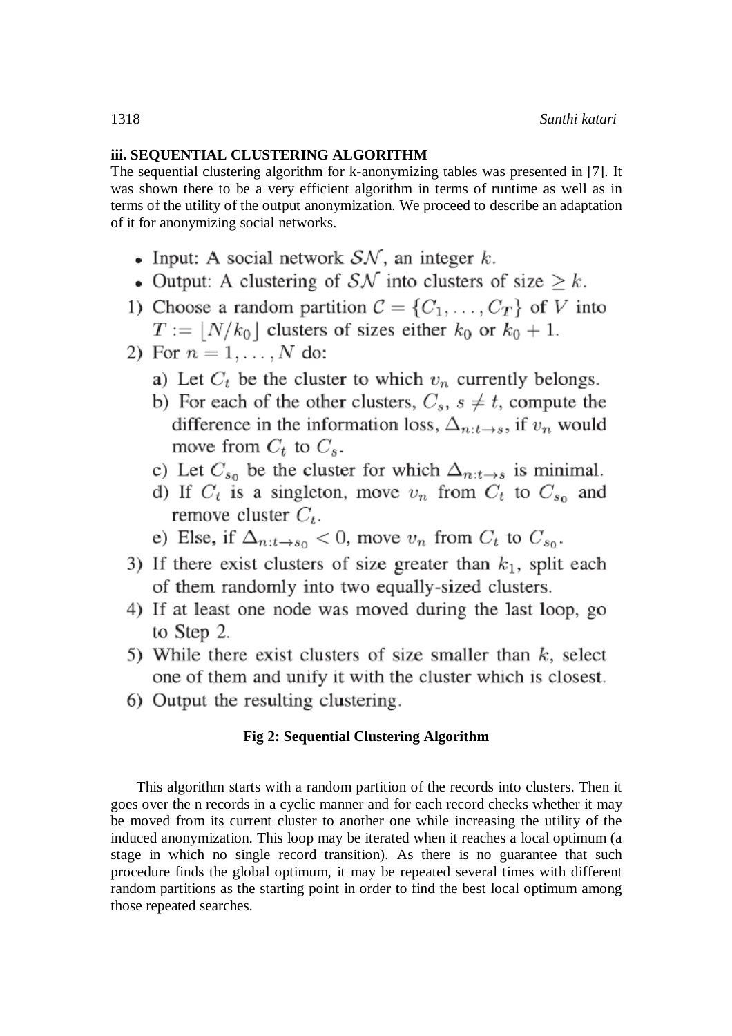### iii. SEQUENTIAL CLUSTERING ALGORITHM

The sequential clustering algorithm for k-anonymizing tables was presented in [7]. It was shown there to be a very efficient algorithm in terms of runtime as well as in terms of the utility of the output anonymization. We proceed to describe an adaptation of it for anonymizing social networks.

- Input: A social network $\mathcal{SN}$, an integer $k$.
- Output: A clustering of $\mathcal{SN}$ into clusters of size $\geq k$.

1) Choose a random partition $\mathcal{C} = \{C_1, \ldots, C_T\}$ of $V$ into $T := \lfloor N/k_0 \rfloor$ clusters of sizes either $k_0$ or $k_0 + 1$.
2) For $n = 1, \ldots, N$ do:
   a) Let $C_t$ be the cluster to which $v_n$ currently belongs.
   b) For each of the other clusters, $C_s$, $s \neq t$, compute the difference in the information loss, $\Delta_{n:t \to s}$, if $v_n$ would move from $C_t$ to $C_s$.
   c) Let $C_{s_0}$ be the cluster for which $\Delta_{n:t \to s}$ is minimal.
   d) If $C_t$ is a singleton, move $v_n$ from $C_t$ to $C_{s_0}$ and remove cluster $C_t$.
   e) Else, if $\Delta_{n:t \to s_0} < 0$, move $v_n$ from $C_t$ to $C_{s_0}$.
3) If there exist clusters of size greater than $k_1$, split each of them randomly into two equally-sized clusters.
4) If at least one node was moved during the last loop, go to Step 2.
5) While there exist clusters of size smaller than $k$, select one of them and unify it with the cluster which is closest.
6) Output the resulting clustering.

**Fig 2: Sequential Clustering Algorithm**

This algorithm starts with a random partition of the records into clusters. Then it goes over the n records in a cyclic manner and for each record checks whether it may be moved from its current cluster to another one while increasing the utility of the induced anonymization. This loop may be iterated when it reaches a local optimum (a stage in which no single record transition). As there is no guarantee that such procedure finds the global optimum, it may be repeated several times with different random partitions as the starting point in order to find the best local optimum among those repeated searches.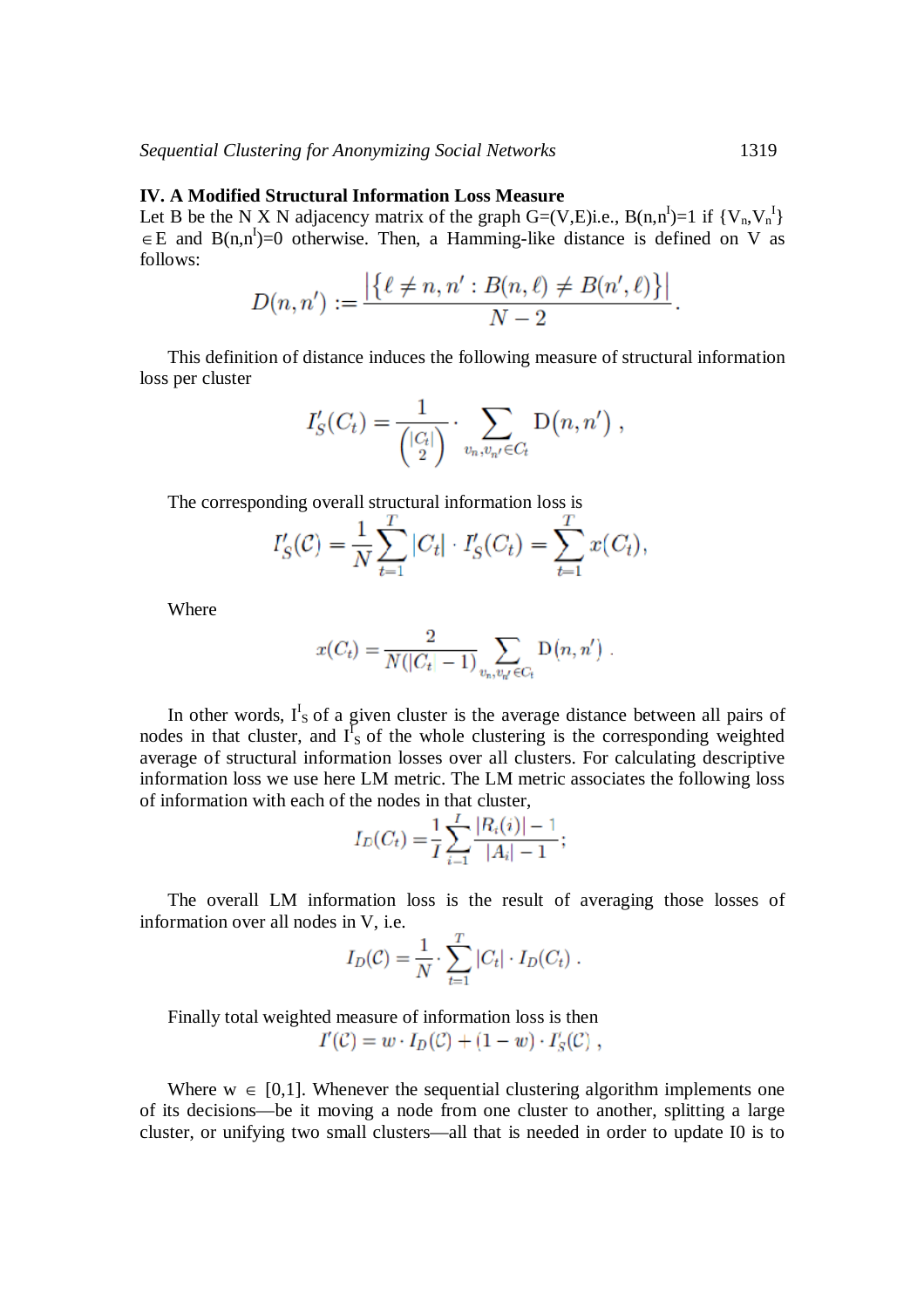### IV. A Modified Structural Information Loss Measure

Let B be the N X N adjacency matrix of the graph G=(V,E)i.e., $B(n,n^I)=1$ if $\{V_n,V_n^I\} \in E$ and $B(n,n^I)=0$ otherwise. Then, a Hamming-like distance is defined on V as follows:

$$D(n,n') := \frac{\left|\{\ell \neq n, n' : B(n,\ell) \neq B(n',\ell)\}\right|}{N-2}.$$

This definition of distance induces the following measure of structural information loss per cluster

$$I'_S(C_t) = \frac{1}{\binom{|C_t|}{2}} \cdot \sum_{v_n, v_{n'} \in C_t} \mathrm{D}(n,n') ,$$

The corresponding overall structural information loss is

$$I'_S(\mathcal{C}) = \frac{1}{N} \sum_{t=1}^{T} |C_t| \cdot I'_S(C_t) = \sum_{t=1}^{T} x(C_t),$$

Where

$$x(C_t) = \frac{2}{N(|C_t| - 1)} \sum_{v_n, v_{n'} \in C_t} \mathrm{D}(n,n') .$$

In other words, $I^I_S$ of a given cluster is the average distance between all pairs of nodes in that cluster, and $I^I_S$ of the whole clustering is the corresponding weighted average of structural information losses over all clusters. For calculating descriptive information loss we use here LM metric. The LM metric associates the following loss of information with each of the nodes in that cluster,

$$I_D(C_t) = \frac{1}{I} \sum_{i=1}^{I} \frac{|R_i(i)| - 1}{|A_i| - 1};$$

The overall LM information loss is the result of averaging those losses of information over all nodes in V, i.e.

$$I_D(\mathcal{C}) = \frac{1}{N} \cdot \sum_{t=1}^{T} |C_t| \cdot I_D(C_t) .$$

Finally total weighted measure of information loss is then

$$I'(\mathcal{C}) = w \cdot I_D(\mathcal{C}) + (1-w) \cdot I'_S(\mathcal{C}) ,$$

Where $w \in [0,1]$. Whenever the sequential clustering algorithm implements one of its decisions—be it moving a node from one cluster to another, splitting a large cluster, or unifying two small clusters—all that is needed in order to update I0 is to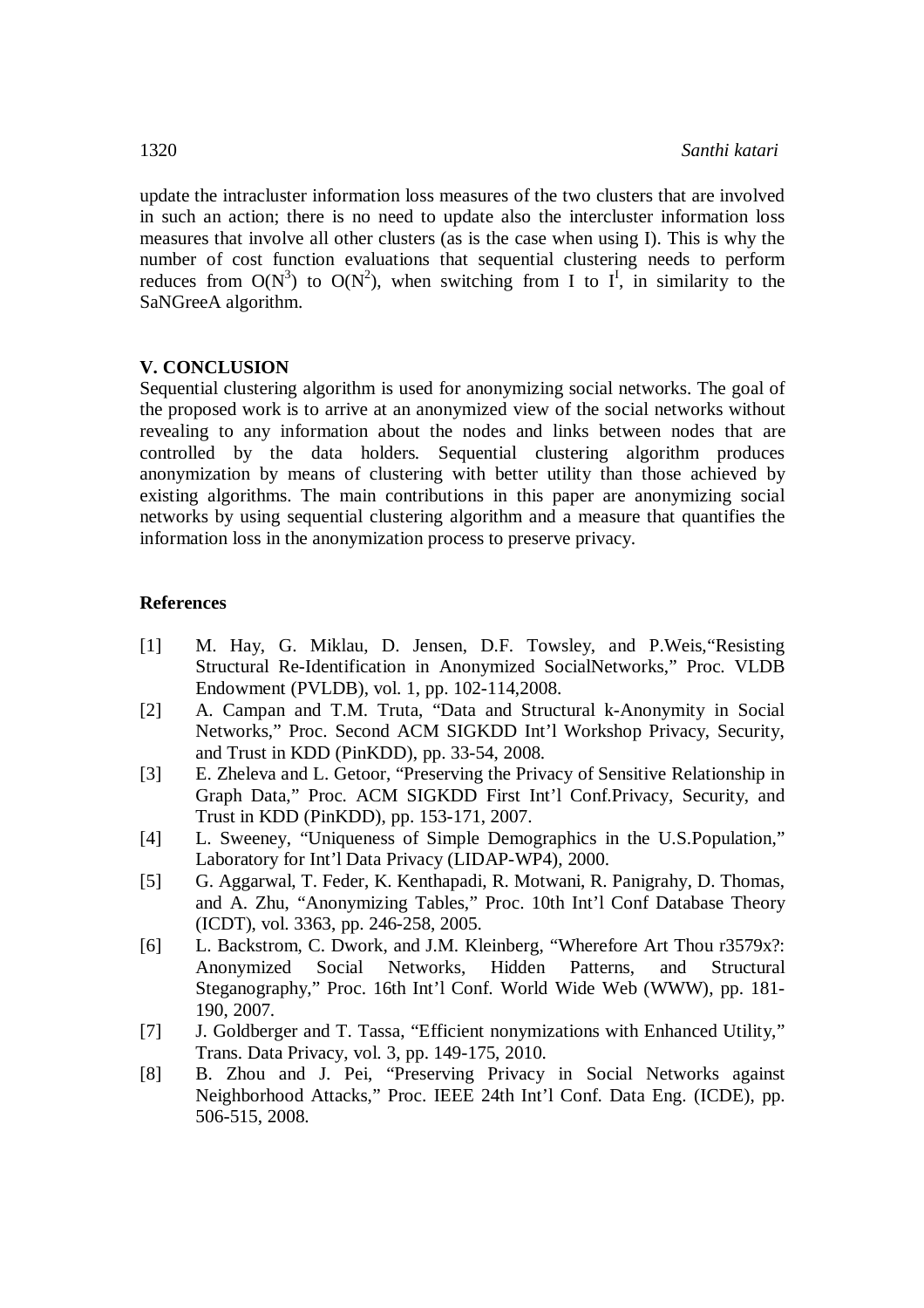update the intracluster information loss measures of the two clusters that are involved in such an action; there is no need to update also the intercluster information loss measures that involve all other clusters (as is the case when using I). This is why the number of cost function evaluations that sequential clustering needs to perform reduces from $O(N^3)$ to $O(N^2)$, when switching from I to $I^I$, in similarity to the SaNGreeA algorithm.

## V. CONCLUSION

Sequential clustering algorithm is used for anonymizing social networks. The goal of the proposed work is to arrive at an anonymized view of the social networks without revealing to any information about the nodes and links between nodes that are controlled by the data holders. Sequential clustering algorithm produces anonymization by means of clustering with better utility than those achieved by existing algorithms. The main contributions in this paper are anonymizing social networks by using sequential clustering algorithm and a measure that quantifies the information loss in the anonymization process to preserve privacy.

## References

[1] M. Hay, G. Miklau, D. Jensen, D.F. Towsley, and P.Weis,"Resisting Structural Re-Identification in Anonymized SocialNetworks," Proc. VLDB Endowment (PVLDB), vol. 1, pp. 102-114,2008.

[2] A. Campan and T.M. Truta, "Data and Structural k-Anonymity in Social Networks," Proc. Second ACM SIGKDD Int'l Workshop Privacy, Security, and Trust in KDD (PinKDD), pp. 33-54, 2008.

[3] E. Zheleva and L. Getoor, "Preserving the Privacy of Sensitive Relationship in Graph Data," Proc. ACM SIGKDD First Int'l Conf.Privacy, Security, and Trust in KDD (PinKDD), pp. 153-171, 2007.

[4] L. Sweeney, "Uniqueness of Simple Demographics in the U.S.Population," Laboratory for Int'l Data Privacy (LIDAP-WP4), 2000.

[5] G. Aggarwal, T. Feder, K. Kenthapadi, R. Motwani, R. Panigrahy, D. Thomas, and A. Zhu, "Anonymizing Tables," Proc. 10th Int'l Conf Database Theory (ICDT), vol. 3363, pp. 246-258, 2005.

[6] L. Backstrom, C. Dwork, and J.M. Kleinberg, "Wherefore Art Thou r3579x?: Anonymized Social Networks, Hidden Patterns, and Structural Steganography," Proc. 16th Int'l Conf. World Wide Web (WWW), pp. 181-190, 2007.

[7] J. Goldberger and T. Tassa, "Efficient nonymizations with Enhanced Utility," Trans. Data Privacy, vol. 3, pp. 149-175, 2010.

[8] B. Zhou and J. Pei, "Preserving Privacy in Social Networks against Neighborhood Attacks," Proc. IEEE 24th Int'l Conf. Data Eng. (ICDE), pp. 506-515, 2008.